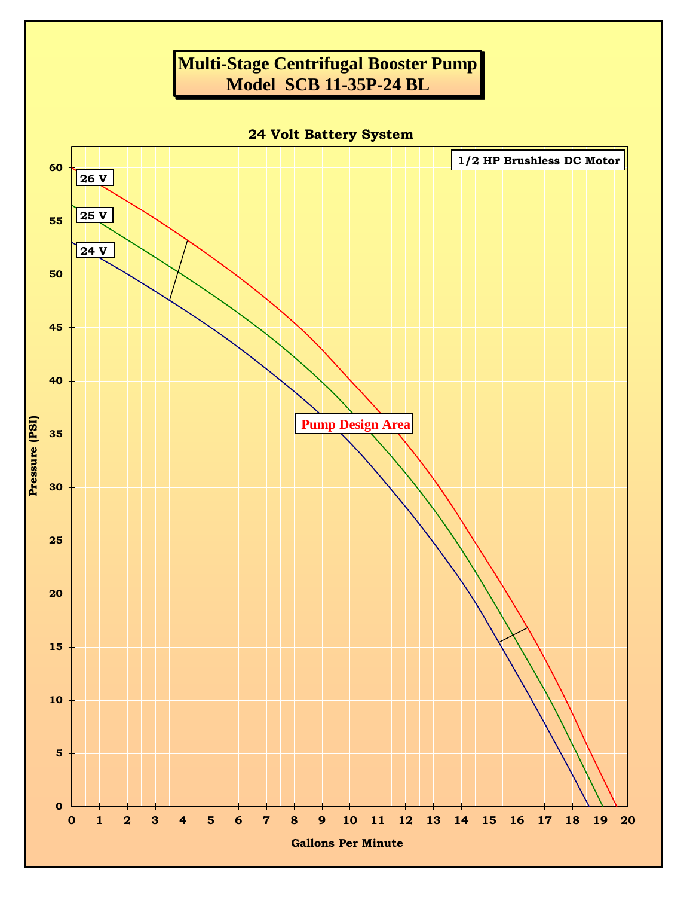# Multi-Stage Centrifugal Booster Pump
# Model SCB 11-35P-24 BL

## 24 Volt Battery System

1/2 HP Brushless DC Motor

26 V

25 V

24 V

Pump Design Area

Pressure (PSI)

Gallons Per Minute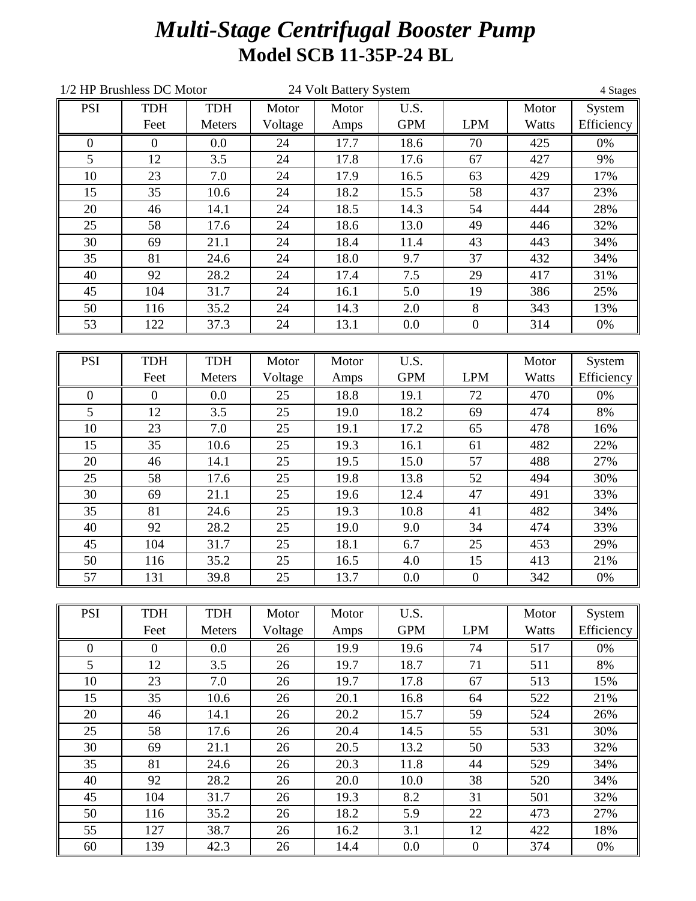# *Multi-Stage Centrifugal Booster Pump*

## Model SCB 11-35P-24 BL

1/2 HP Brushless DC Motor 24 Volt Battery System 4 Stages

| PSI | TDH Feet | TDH Meters | Motor Voltage | Motor Amps | U.S. GPM | LPM | Motor Watts | System Efficiency |
|---|---|---|---|---|---|---|---|---|
| 0 | 0 | 0.0 | 24 | 17.7 | 18.6 | 70 | 425 | 0% |
| 5 | 12 | 3.5 | 24 | 17.8 | 17.6 | 67 | 427 | 9% |
| 10 | 23 | 7.0 | 24 | 17.9 | 16.5 | 63 | 429 | 17% |
| 15 | 35 | 10.6 | 24 | 18.2 | 15.5 | 58 | 437 | 23% |
| 20 | 46 | 14.1 | 24 | 18.5 | 14.3 | 54 | 444 | 28% |
| 25 | 58 | 17.6 | 24 | 18.6 | 13.0 | 49 | 446 | 32% |
| 30 | 69 | 21.1 | 24 | 18.4 | 11.4 | 43 | 443 | 34% |
| 35 | 81 | 24.6 | 24 | 18.0 | 9.7 | 37 | 432 | 34% |
| 40 | 92 | 28.2 | 24 | 17.4 | 7.5 | 29 | 417 | 31% |
| 45 | 104 | 31.7 | 24 | 16.1 | 5.0 | 19 | 386 | 25% |
| 50 | 116 | 35.2 | 24 | 14.3 | 2.0 | 8 | 343 | 13% |
| 53 | 122 | 37.3 | 24 | 13.1 | 0.0 | 0 | 314 | 0% |

| PSI | TDH Feet | TDH Meters | Motor Voltage | Motor Amps | U.S. GPM | LPM | Motor Watts | System Efficiency |
|---|---|---|---|---|---|---|---|---|
| 0 | 0 | 0.0 | 25 | 18.8 | 19.1 | 72 | 470 | 0% |
| 5 | 12 | 3.5 | 25 | 19.0 | 18.2 | 69 | 474 | 8% |
| 10 | 23 | 7.0 | 25 | 19.1 | 17.2 | 65 | 478 | 16% |
| 15 | 35 | 10.6 | 25 | 19.3 | 16.1 | 61 | 482 | 22% |
| 20 | 46 | 14.1 | 25 | 19.5 | 15.0 | 57 | 488 | 27% |
| 25 | 58 | 17.6 | 25 | 19.8 | 13.8 | 52 | 494 | 30% |
| 30 | 69 | 21.1 | 25 | 19.6 | 12.4 | 47 | 491 | 33% |
| 35 | 81 | 24.6 | 25 | 19.3 | 10.8 | 41 | 482 | 34% |
| 40 | 92 | 28.2 | 25 | 19.0 | 9.0 | 34 | 474 | 33% |
| 45 | 104 | 31.7 | 25 | 18.1 | 6.7 | 25 | 453 | 29% |
| 50 | 116 | 35.2 | 25 | 16.5 | 4.0 | 15 | 413 | 21% |
| 57 | 131 | 39.8 | 25 | 13.7 | 0.0 | 0 | 342 | 0% |

| PSI | TDH Feet | TDH Meters | Motor Voltage | Motor Amps | U.S. GPM | LPM | Motor Watts | System Efficiency |
|---|---|---|---|---|---|---|---|---|
| 0 | 0 | 0.0 | 26 | 19.9 | 19.6 | 74 | 517 | 0% |
| 5 | 12 | 3.5 | 26 | 19.7 | 18.7 | 71 | 511 | 8% |
| 10 | 23 | 7.0 | 26 | 19.7 | 17.8 | 67 | 513 | 15% |
| 15 | 35 | 10.6 | 26 | 20.1 | 16.8 | 64 | 522 | 21% |
| 20 | 46 | 14.1 | 26 | 20.2 | 15.7 | 59 | 524 | 26% |
| 25 | 58 | 17.6 | 26 | 20.4 | 14.5 | 55 | 531 | 30% |
| 30 | 69 | 21.1 | 26 | 20.5 | 13.2 | 50 | 533 | 32% |
| 35 | 81 | 24.6 | 26 | 20.3 | 11.8 | 44 | 529 | 34% |
| 40 | 92 | 28.2 | 26 | 20.0 | 10.0 | 38 | 520 | 34% |
| 45 | 104 | 31.7 | 26 | 19.3 | 8.2 | 31 | 501 | 32% |
| 50 | 116 | 35.2 | 26 | 18.2 | 5.9 | 22 | 473 | 27% |
| 55 | 127 | 38.7 | 26 | 16.2 | 3.1 | 12 | 422 | 18% |
| 60 | 139 | 42.3 | 26 | 14.4 | 0.0 | 0 | 374 | 0% |